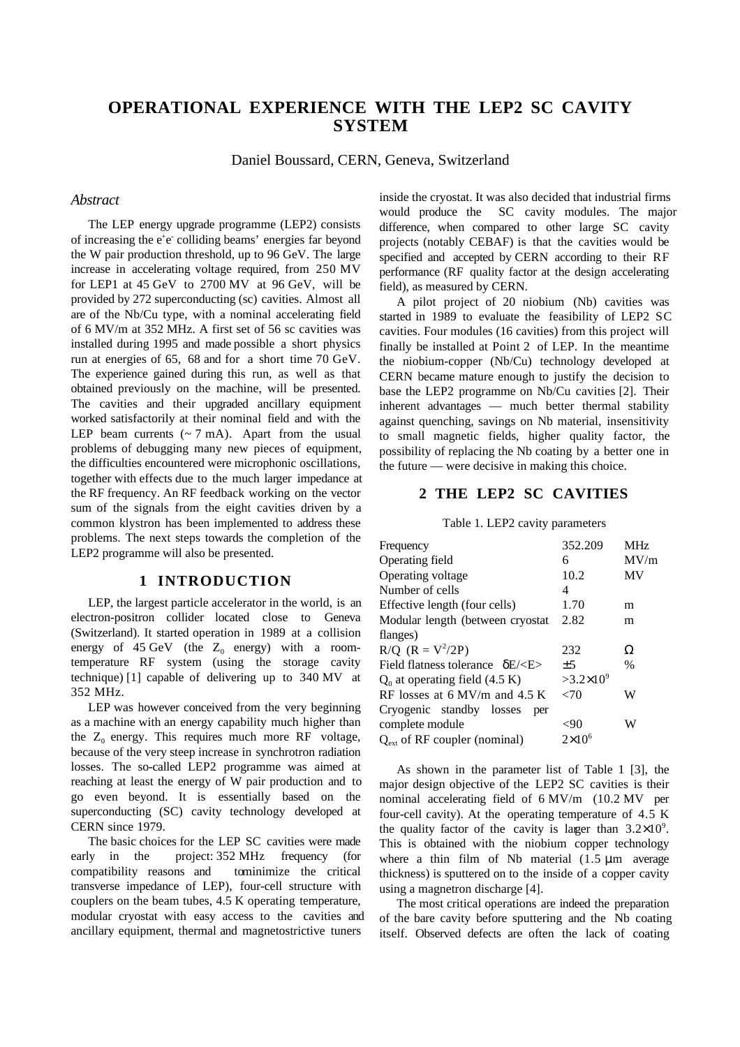# OPERATIONAL EXPERIENCE WITH THE LEP2 SC CAVITY SYSTEM

Daniel Boussard, CERN, Geneva, Switzerland

### *Abstract*

The LEP energy upgrade programme (LEP2) consists of increasing the $e^+e^-$ colliding beams' energies far beyond the W pair production threshold, up to 96 GeV. The large increase in accelerating voltage required, from 250 MV for LEP1 at 45 GeV to 2700 MV at 96 GeV, will be provided by 272 superconducting (sc) cavities. Almost all are of the Nb/Cu type, with a nominal accelerating field of 6 MV/m at 352 MHz. A first set of 56 sc cavities was installed during 1995 and made possible a short physics run at energies of 65, 68 and for a short time 70 GeV. The experience gained during this run, as well as that obtained previously on the machine, will be presented. The cavities and their upgraded ancillary equipment worked satisfactorily at their nominal field and with the LEP beam currents (~ 7 mA). Apart from the usual problems of debugging many new pieces of equipment, the difficulties encountered were microphonic oscillations, together with effects due to the much larger impedance at the RF frequency. An RF feedback working on the vector sum of the signals from the eight cavities driven by a common klystron has been implemented to address these problems. The next steps towards the completion of the LEP2 programme will also be presented.

## 1 INTRODUCTION

LEP, the largest particle accelerator in the world, is an electron-positron collider located close to Geneva (Switzerland). It started operation in 1989 at a collision energy of 45 GeV (the $Z_0$ energy) with a room-temperature RF system (using the storage cavity technique) [1] capable of delivering up to 340 MV at 352 MHz.

LEP was however conceived from the very beginning as a machine with an energy capability much higher than the $Z_0$ energy. This requires much more RF voltage, because of the very steep increase in synchrotron radiation losses. The so-called LEP2 programme was aimed at reaching at least the energy of W pair production and to go even beyond. It is essentially based on the superconducting (SC) cavity technology developed at CERN since 1979.

The basic choices for the LEP SC cavities were made early in the project: 352 MHz frequency (for compatibility reasons and to minimize the critical transverse impedance of LEP), four-cell structure with couplers on the beam tubes, 4.5 K operating temperature, modular cryostat with easy access to the cavities and ancillary equipment, thermal and magnetostrictive tuners inside the cryostat. It was also decided that industrial firms would produce the SC cavity modules. The major difference, when compared to other large SC cavity projects (notably CEBAF) is that the cavities would be specified and accepted by CERN according to their RF performance (RF quality factor at the design accelerating field), as measured by CERN.

A pilot project of 20 niobium (Nb) cavities was started in 1989 to evaluate the feasibility of LEP2 SC cavities. Four modules (16 cavities) from this project will finally be installed at Point 2 of LEP. In the meantime the niobium-copper (Nb/Cu) technology developed at CERN became mature enough to justify the decision to base the LEP2 programme on Nb/Cu cavities [2]. Their inherent advantages — much better thermal stability against quenching, savings on Nb material, insensitivity to small magnetic fields, higher quality factor, the possibility of replacing the Nb coating by a better one in the future — were decisive in making this choice.

## 2 THE LEP2 SC CAVITIES

Table 1. LEP2 cavity parameters

| | | |
|---|---|---|
| Frequency | 352.209 | MHz |
| Operating field | 6 | MV/m |
| Operating voltage | 10.2 | MV |
| Number of cells | 4 | |
| Effective length (four cells) | 1.70 | m |
| Modular length (between cryostat flanges) | 2.82 | m |
| R/Q ($R = V^2/2P$) | 232 | Ω |
| Field flatness tolerance $\delta E/\langle E\rangle$ | ±5 | % |
| $Q_0$ at operating field (4.5 K) | $>3.2\times10^9$ | |
| RF losses at 6 MV/m and 4.5 K | <70 | W |
| Cryogenic standby losses per complete module | <90 | W |
| $Q_{ext}$ of RF coupler (nominal) | $2\times10^6$ | |

As shown in the parameter list of Table 1 [3], the major design objective of the LEP2 SC cavities is their nominal accelerating field of 6 MV/m (10.2 MV per four-cell cavity). At the operating temperature of 4.5 K the quality factor of the cavity is larger than $3.2\times10^9$. This is obtained with the niobium copper technology where a thin film of Nb material (1.5 µm average thickness) is sputtered on to the inside of a copper cavity using a magnetron discharge [4].

The most critical operations are indeed the preparation of the bare cavity before sputtering and the Nb coating itself. Observed defects are often the lack of coating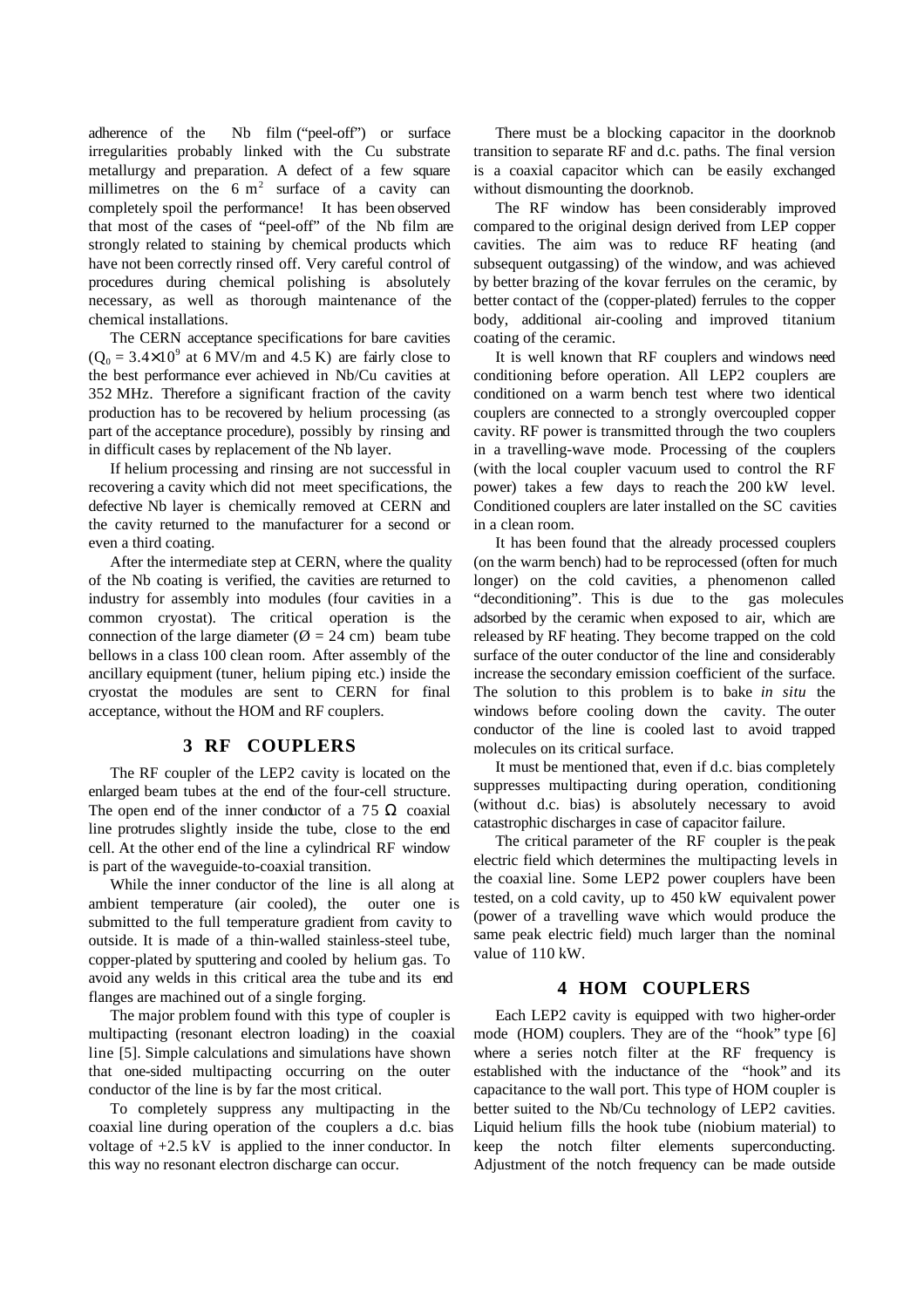adherence of the Nb film ("peel-off") or surface irregularities probably linked with the Cu substrate metallurgy and preparation. A defect of a few square millimetres on the 6 $m^2$ surface of a cavity can completely spoil the performance! It has been observed that most of the cases of "peel-off" of the Nb film are strongly related to staining by chemical products which have not been correctly rinsed off. Very careful control of procedures during chemical polishing is absolutely necessary, as well as thorough maintenance of the chemical installations.

The CERN acceptance specifications for bare cavities ($Q_0 = 3.4{\times}10^9$ at 6 MV/m and 4.5 K) are fairly close to the best performance ever achieved in Nb/Cu cavities at 352 MHz. Therefore a significant fraction of the cavity production has to be recovered by helium processing (as part of the acceptance procedure), possibly by rinsing and in difficult cases by replacement of the Nb layer.

If helium processing and rinsing are not successful in recovering a cavity which did not meet specifications, the defective Nb layer is chemically removed at CERN and the cavity returned to the manufacturer for a second or even a third coating.

After the intermediate step at CERN, where the quality of the Nb coating is verified, the cavities are returned to industry for assembly into modules (four cavities in a common cryostat). The critical operation is the connection of the large diameter (Ø = 24 cm) beam tube bellows in a class 100 clean room. After assembly of the ancillary equipment (tuner, helium piping etc.) inside the cryostat the modules are sent to CERN for final acceptance, without the HOM and RF couplers.

## 3 RF COUPLERS

The RF coupler of the LEP2 cavity is located on the enlarged beam tubes at the end of the four-cell structure. The open end of the inner conductor of a 75 Ω coaxial line protrudes slightly inside the tube, close to the end cell. At the other end of the line a cylindrical RF window is part of the waveguide-to-coaxial transition.

While the inner conductor of the line is all along at ambient temperature (air cooled), the outer one is submitted to the full temperature gradient from cavity to outside. It is made of a thin-walled stainless-steel tube, copper-plated by sputtering and cooled by helium gas. To avoid any welds in this critical area the tube and its end flanges are machined out of a single forging.

The major problem found with this type of coupler is multipacting (resonant electron loading) in the coaxial line [5]. Simple calculations and simulations have shown that one-sided multipacting occurring on the outer conductor of the line is by far the most critical.

To completely suppress any multipacting in the coaxial line during operation of the couplers a d.c. bias voltage of +2.5 kV is applied to the inner conductor. In this way no resonant electron discharge can occur.

There must be a blocking capacitor in the doorknob transition to separate RF and d.c. paths. The final version is a coaxial capacitor which can be easily exchanged without dismounting the doorknob.

The RF window has been considerably improved compared to the original design derived from LEP copper cavities. The aim was to reduce RF heating (and subsequent outgassing) of the window, and was achieved by better brazing of the kovar ferrules on the ceramic, by better contact of the (copper-plated) ferrules to the copper body, additional air-cooling and improved titanium coating of the ceramic.

It is well known that RF couplers and windows need conditioning before operation. All LEP2 couplers are conditioned on a warm bench test where two identical couplers are connected to a strongly overcoupled copper cavity. RF power is transmitted through the two couplers in a travelling-wave mode. Processing of the couplers (with the local coupler vacuum used to control the RF power) takes a few days to reach the 200 kW level. Conditioned couplers are later installed on the SC cavities in a clean room.

It has been found that the already processed couplers (on the warm bench) had to be reprocessed (often for much longer) on the cold cavities, a phenomenon called "deconditioning". This is due to the gas molecules adsorbed by the ceramic when exposed to air, which are released by RF heating. They become trapped on the cold surface of the outer conductor of the line and considerably increase the secondary emission coefficient of the surface. The solution to this problem is to bake *in situ* the windows before cooling down the cavity. The outer conductor of the line is cooled last to avoid trapped molecules on its critical surface.

It must be mentioned that, even if d.c. bias completely suppresses multipacting during operation, conditioning (without d.c. bias) is absolutely necessary to avoid catastrophic discharges in case of capacitor failure.

The critical parameter of the RF coupler is the peak electric field which determines the multipacting levels in the coaxial line. Some LEP2 power couplers have been tested, on a cold cavity, up to 450 kW equivalent power (power of a travelling wave which would produce the same peak electric field) much larger than the nominal value of 110 kW.

## 4 HOM COUPLERS

Each LEP2 cavity is equipped with two higher-order mode (HOM) couplers. They are of the "hook" type [6] where a series notch filter at the RF frequency is established with the inductance of the "hook" and its capacitance to the wall port. This type of HOM coupler is better suited to the Nb/Cu technology of LEP2 cavities. Liquid helium fills the hook tube (niobium material) to keep the notch filter elements superconducting. Adjustment of the notch frequency can be made outside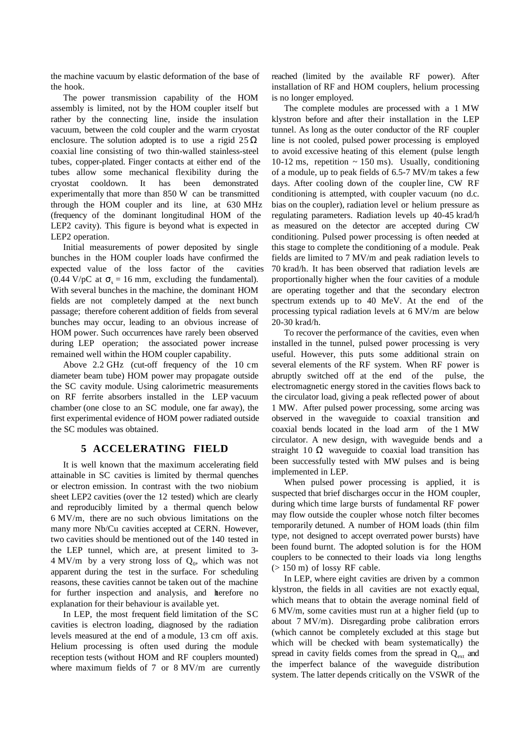the machine vacuum by elastic deformation of the base of the hook.

The power transmission capability of the HOM assembly is limited, not by the HOM coupler itself but rather by the connecting line, inside the insulation vacuum, between the cold coupler and the warm cryostat enclosure. The solution adopted is to use a rigid 25 $\Omega$ coaxial line consisting of two thin-walled stainless-steel tubes, copper-plated. Finger contacts at either end of the tubes allow some mechanical flexibility during the cryostat cooldown. It has been demonstrated experimentally that more than 850 W can be transmitted through the HOM coupler and its line, at 630 MHz (frequency of the dominant longitudinal HOM of the LEP2 cavity). This figure is beyond what is expected in LEP2 operation.

Initial measurements of power deposited by single bunches in the HOM coupler loads have confirmed the expected value of the loss factor of the cavities (0.44 V/pC at $\sigma_s$ = 16 mm, excluding the fundamental). With several bunches in the machine, the dominant HOM fields are not completely damped at the next bunch passage; therefore coherent addition of fields from several bunches may occur, leading to an obvious increase of HOM power. Such occurrences have rarely been observed during LEP operation; the associated power increase remained well within the HOM coupler capability.

Above 2.2 GHz (cut-off frequency of the 10 cm diameter beam tube) HOM power may propagate outside the SC cavity module. Using calorimetric measurements on RF ferrite absorbers installed in the LEP vacuum chamber (one close to an SC module, one far away), the first experimental evidence of HOM power radiated outside the SC modules was obtained.

## 5 ACCELERATING FIELD

It is well known that the maximum accelerating field attainable in SC cavities is limited by thermal quenches or electron emission. In contrast with the two niobium sheet LEP2 cavities (over the 12 tested) which are clearly and reproducibly limited by a thermal quench below 6 MV/m, there are no such obvious limitations on the many more Nb/Cu cavities accepted at CERN. However, two cavities should be mentioned out of the 140 tested in the LEP tunnel, which are, at present limited to 3-4 MV/m by a very strong loss of $Q_0$, which was not apparent during the test in the surface. For scheduling reasons, these cavities cannot be taken out of the machine for further inspection and analysis, and therefore no explanation for their behaviour is available yet.

In LEP, the most frequent field limitation of the SC cavities is electron loading, diagnosed by the radiation levels measured at the end of a module, 13 cm off axis. Helium processing is often used during the module reception tests (without HOM and RF couplers mounted) where maximum fields of 7 or 8 MV/m are currently reached (limited by the available RF power). After installation of RF and HOM couplers, helium processing is no longer employed.

The complete modules are processed with a 1 MW klystron before and after their installation in the LEP tunnel. As long as the outer conductor of the RF coupler line is not cooled, pulsed power processing is employed to avoid excessive heating of this element (pulse length 10-12 ms, repetition ~ 150 ms). Usually, conditioning of a module, up to peak fields of 6.5-7 MV/m takes a few days. After cooling down of the coupler line, CW RF conditioning is attempted, with coupler vacuum (no d.c. bias on the coupler), radiation level or helium pressure as regulating parameters. Radiation levels up 40-45 krad/h as measured on the detector are accepted during CW conditioning. Pulsed power processing is often needed at this stage to complete the conditioning of a module. Peak fields are limited to 7 MV/m and peak radiation levels to 70 krad/h. It has been observed that radiation levels are proportionally higher when the four cavities of a module are operating together and that the secondary electron spectrum extends up to 40 MeV. At the end of the processing typical radiation levels at 6 MV/m are below 20-30 krad/h.

To recover the performance of the cavities, even when installed in the tunnel, pulsed power processing is very useful. However, this puts some additional strain on several elements of the RF system. When RF power is abruptly switched off at the end of the pulse, the electromagnetic energy stored in the cavities flows back to the circulator load, giving a peak reflected power of about 1 MW. After pulsed power processing, some arcing was observed in the waveguide to coaxial transition and coaxial bends located in the load arm of the 1 MW circulator. A new design, with waveguide bends and a straight 10 $\Omega$ waveguide to coaxial load transition has been successfully tested with MW pulses and is being implemented in LEP.

When pulsed power processing is applied, it is suspected that brief discharges occur in the HOM coupler, during which time large bursts of fundamental RF power may flow outside the coupler whose notch filter becomes temporarily detuned. A number of HOM loads (thin film type, not designed to accept overrated power bursts) have been found burnt. The adopted solution is for the HOM couplers to be connected to their loads via long lengths (> 150 m) of lossy RF cable.

In LEP, where eight cavities are driven by a common klystron, the fields in all cavities are not exactly equal, which means that to obtain the average nominal field of 6 MV/m, some cavities must run at a higher field (up to about 7 MV/m). Disregarding probe calibration errors (which cannot be completely excluded at this stage but which will be checked with beam systematically) the spread in cavity fields comes from the spread in $Q_{ext}$ and the imperfect balance of the waveguide distribution system. The latter depends critically on the VSWR of the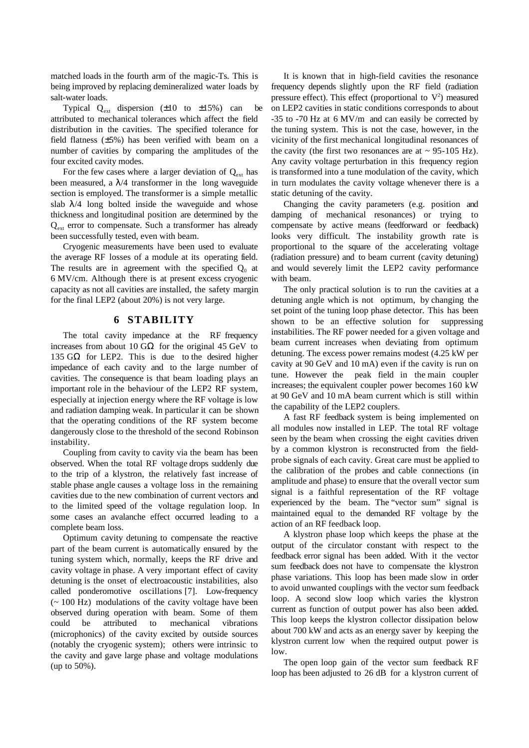matched loads in the fourth arm of the magic-Ts. This is being improved by replacing demineralized water loads by salt-water loads.

Typical $Q_{ext}$ dispersion (±10 to ±15%) can be attributed to mechanical tolerances which affect the field distribution in the cavities. The specified tolerance for field flatness (±5%) has been verified with beam on a number of cavities by comparing the amplitudes of the four excited cavity modes.

For the few cases where a larger deviation of $Q_{ext}$ has been measured, a $\lambda/4$ transformer in the long waveguide section is employed. The transformer is a simple metallic slab $\lambda/4$ long bolted inside the waveguide and whose thickness and longitudinal position are determined by the $Q_{ext}$ error to compensate. Such a transformer has already been successfully tested, even with beam.

Cryogenic measurements have been used to evaluate the average RF losses of a module at its operating field. The results are in agreement with the specified $Q_0$ at 6 MV/cm. Although there is at present excess cryogenic capacity as not all cavities are installed, the safety margin for the final LEP2 (about 20%) is not very large.

## 6 STABILITY

The total cavity impedance at the RF frequency increases from about 10 GΩ for the original 45 GeV to 135 GΩ for LEP2. This is due to the desired higher impedance of each cavity and to the large number of cavities. The consequence is that beam loading plays an important role in the behaviour of the LEP2 RF system, especially at injection energy where the RF voltage is low and radiation damping weak. In particular it can be shown that the operating conditions of the RF system become dangerously close to the threshold of the second Robinson instability.

Coupling from cavity to cavity via the beam has been observed. When the total RF voltage drops suddenly due to the trip of a klystron, the relatively fast increase of stable phase angle causes a voltage loss in the remaining cavities due to the new combination of current vectors and to the limited speed of the voltage regulation loop. In some cases an avalanche effect occurred leading to a complete beam loss.

Optimum cavity detuning to compensate the reactive part of the beam current is automatically ensured by the tuning system which, normally, keeps the RF drive and cavity voltage in phase. A very important effect of cavity detuning is the onset of electroacoustic instabilities, also called ponderomotive oscillations [7]. Low-frequency (~ 100 Hz) modulations of the cavity voltage have been observed during operation with beam. Some of them could be attributed to mechanical vibrations (microphonics) of the cavity excited by outside sources (notably the cryogenic system); others were intrinsic to the cavity and gave large phase and voltage modulations (up to 50%).

It is known that in high-field cavities the resonance frequency depends slightly upon the RF field (radiation pressure effect). This effect (proportional to $V^2$) measured on LEP2 cavities in static conditions corresponds to about -35 to -70 Hz at 6 MV/m and can easily be corrected by the tuning system. This is not the case, however, in the vicinity of the first mechanical longitudinal resonances of the cavity (the first two resonances are at ~ 95-105 Hz). Any cavity voltage perturbation in this frequency region is transformed into a tune modulation of the cavity, which in turn modulates the cavity voltage whenever there is a static detuning of the cavity.

Changing the cavity parameters (e.g. position and damping of mechanical resonances) or trying to compensate by active means (feedforward or feedback) looks very difficult. The instability growth rate is proportional to the square of the accelerating voltage (radiation pressure) and to beam current (cavity detuning) and would severely limit the LEP2 cavity performance with beam.

The only practical solution is to run the cavities at a detuning angle which is not optimum, by changing the set point of the tuning loop phase detector. This has been shown to be an effective solution for suppressing instabilities. The RF power needed for a given voltage and beam current increases when deviating from optimum detuning. The excess power remains modest (4.25 kW per cavity at 90 GeV and 10 mA) even if the cavity is run on tune. However the peak field in the main coupler increases; the equivalent coupler power becomes 160 kW at 90 GeV and 10 mA beam current which is still within the capability of the LEP2 couplers.

A fast RF feedback system is being implemented on all modules now installed in LEP. The total RF voltage seen by the beam when crossing the eight cavities driven by a common klystron is reconstructed from the field-probe signals of each cavity. Great care must be applied to the calibration of the probes and cable connections (in amplitude and phase) to ensure that the overall vector sum signal is a faithful representation of the RF voltage experienced by the beam. The "vector sum" signal is maintained equal to the demanded RF voltage by the action of an RF feedback loop.

A klystron phase loop which keeps the phase at the output of the circulator constant with respect to the feedback error signal has been added. With it the vector sum feedback does not have to compensate the klystron phase variations. This loop has been made slow in order to avoid unwanted couplings with the vector sum feedback loop. A second slow loop which varies the klystron current as function of output power has also been added. This loop keeps the klystron collector dissipation below about 700 kW and acts as an energy saver by keeping the klystron current low when the required output power is low.

The open loop gain of the vector sum feedback RF loop has been adjusted to 26 dB for a klystron current of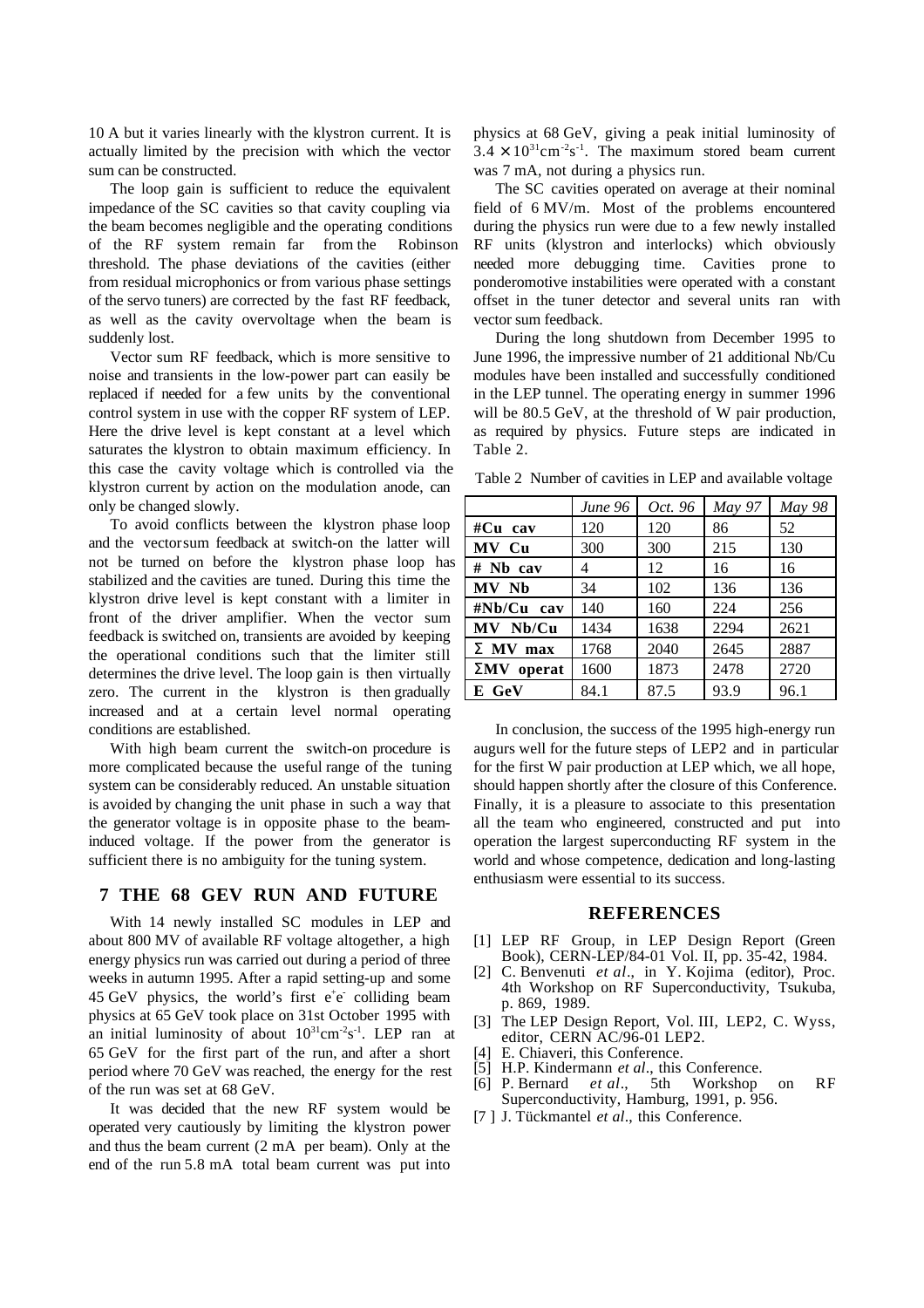10 A but it varies linearly with the klystron current. It is actually limited by the precision with which the vector sum can be constructed.

The loop gain is sufficient to reduce the equivalent impedance of the SC cavities so that cavity coupling via the beam becomes negligible and the operating conditions of the RF system remain far from the Robinson threshold. The phase deviations of the cavities (either from residual microphonics or from various phase settings of the servo tuners) are corrected by the fast RF feedback, as well as the cavity overvoltage when the beam is suddenly lost.

Vector sum RF feedback, which is more sensitive to noise and transients in the low-power part can easily be replaced if needed for a few units by the conventional control system in use with the copper RF system of LEP. Here the drive level is kept constant at a level which saturates the klystron to obtain maximum efficiency. In this case the cavity voltage which is controlled via the klystron current by action on the modulation anode, can only be changed slowly.

To avoid conflicts between the klystron phase loop and the vector sum feedback at switch-on the latter will not be turned on before the klystron phase loop has stabilized and the cavities are tuned. During this time the klystron drive level is kept constant with a limiter in front of the driver amplifier. When the vector sum feedback is switched on, transients are avoided by keeping the operational conditions such that the limiter still determines the drive level. The loop gain is then virtually zero. The current in the klystron is then gradually increased and at a certain level normal operating conditions are established.

With high beam current the switch-on procedure is more complicated because the useful range of the tuning system can be considerably reduced. An unstable situation is avoided by changing the unit phase in such a way that the generator voltage is in opposite phase to the beam-induced voltage. If the power from the generator is sufficient there is no ambiguity for the tuning system.

## 7 THE 68 GEV RUN AND FUTURE

With 14 newly installed SC modules in LEP and about 800 MV of available RF voltage altogether, a high energy physics run was carried out during a period of three weeks in autumn 1995. After a rapid setting-up and some 45 GeV physics, the world's first $e^+e^-$ colliding beam physics at 65 GeV took place on 31st October 1995 with an initial luminosity of about $10^{31}\text{cm}^{-2}\text{s}^{-1}$. LEP ran at 65 GeV for the first part of the run, and after a short period where 70 GeV was reached, the energy for the rest of the run was set at 68 GeV.

It was decided that the new RF system would be operated very cautiously by limiting the klystron power and thus the beam current (2 mA per beam). Only at the end of the run 5.8 mA total beam current was put into physics at 68 GeV, giving a peak initial luminosity of $3.4 \times 10^{31}\text{cm}^{-2}\text{s}^{-1}$. The maximum stored beam current was 7 mA, not during a physics run.

The SC cavities operated on average at their nominal field of 6 MV/m. Most of the problems encountered during the physics run were due to a few newly installed RF units (klystron and interlocks) which obviously needed more debugging time. Cavities prone to ponderomotive instabilities were operated with a constant offset in the tuner detector and several units ran with vector sum feedback.

During the long shutdown from December 1995 to June 1996, the impressive number of 21 additional Nb/Cu modules have been installed and successfully conditioned in the LEP tunnel. The operating energy in summer 1996 will be 80.5 GeV, at the threshold of W pair production, as required by physics. Future steps are indicated in Table 2.

Table 2 Number of cavities in LEP and available voltage

| | *June 96* | *Oct. 96* | *May 97* | *May 98* |
|---|---|---|---|---|
| **#Cu cav** | 120 | 120 | 86 | 52 |
| **MV Cu** | 300 | 300 | 215 | 130 |
| **# Nb cav** | 4 | 12 | 16 | 16 |
| **MV Nb** | 34 | 102 | 136 | 136 |
| **#Nb/Cu cav** | 140 | 160 | 224 | 256 |
| **MV Nb/Cu** | 1434 | 1638 | 2294 | 2621 |
| **Σ MV max** | 1768 | 2040 | 2645 | 2887 |
| **ΣMV operat** | 1600 | 1873 | 2478 | 2720 |
| **E GeV** | 84.1 | 87.5 | 93.9 | 96.1 |

In conclusion, the success of the 1995 high-energy run augurs well for the future steps of LEP2 and in particular for the first W pair production at LEP which, we all hope, should happen shortly after the closure of this Conference. Finally, it is a pleasure to associate to this presentation all the team who engineered, constructed and put into operation the largest superconducting RF system in the world and whose competence, dedication and long-lasting enthusiasm were essential to its success.

## REFERENCES

[1] LEP RF Group, in LEP Design Report (Green Book), CERN-LEP/84-01 Vol. II, pp. 35-42, 1984.
[2] C. Benvenuti *et al*., in Y. Kojima (editor), Proc. 4th Workshop on RF Superconductivity, Tsukuba, p. 869, 1989.
[3] The LEP Design Report, Vol. III, LEP2, C. Wyss, editor, CERN AC/96-01 LEP2.
[4] E. Chiaveri, this Conference.
[5] H.P. Kindermann *et al*., this Conference.
[6] P. Bernard *et al*., 5th Workshop on RF Superconductivity, Hamburg, 1991, p. 956.
[7 ] J. Tückmantel *et al*., this Conference.